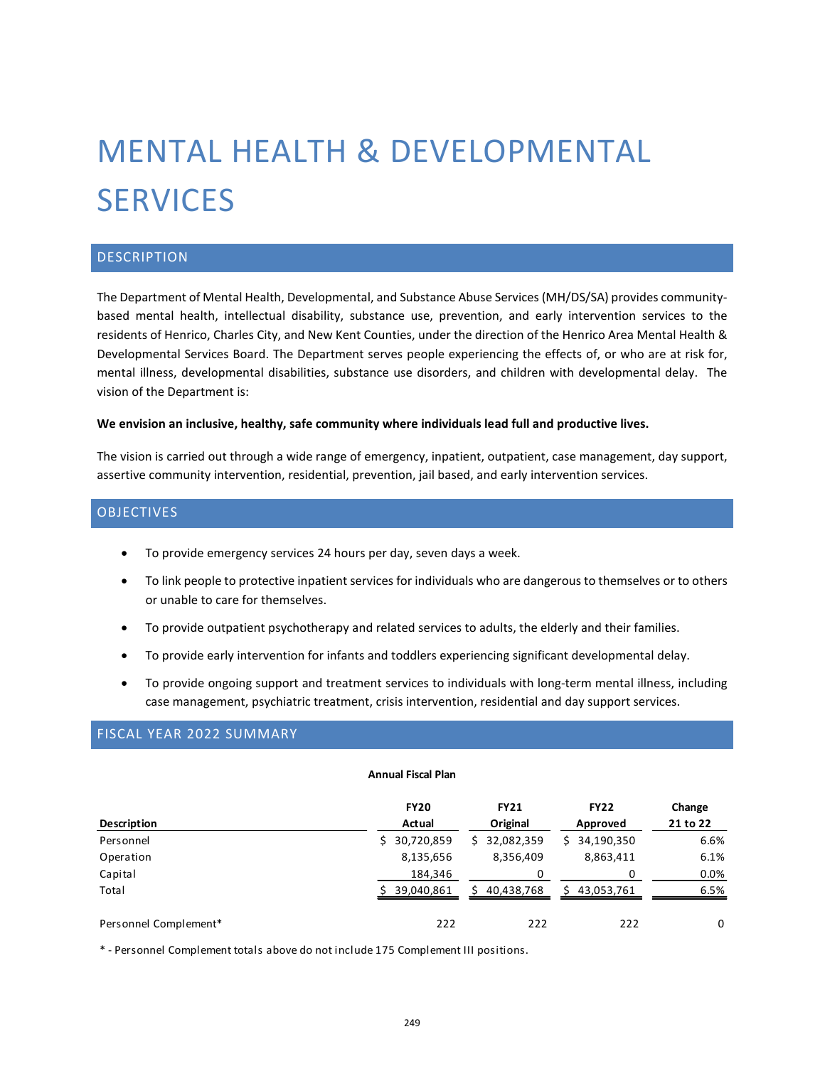# MENTAL HEALTH & DEVELOPMENTAL SERVICES

## DESCRIPTION

The Department of Mental Health, Developmental, and Substance Abuse Services (MH/DS/SA) provides community-based mental health, intellectual disability, substance use, prevention, and early intervention services to the residents of Henrico, Charles City, and New Kent Counties, under the direction of the Henrico Area Mental Health & Developmental Services Board. The Department serves people experiencing the effects of, or who are at risk for, mental illness, developmental disabilities, substance use disorders, and children with developmental delay. The vision of the Department is:

**We envision an inclusive, healthy, safe community where individuals lead full and productive lives.**

The vision is carried out through a wide range of emergency, inpatient, outpatient, case management, day support, assertive community intervention, residential, prevention, jail based, and early intervention services.

## OBJECTIVES

- To provide emergency services 24 hours per day, seven days a week.
- To link people to protective inpatient services for individuals who are dangerous to themselves or to others or unable to care for themselves.
- To provide outpatient psychotherapy and related services to adults, the elderly and their families.
- To provide early intervention for infants and toddlers experiencing significant developmental delay.
- To provide ongoing support and treatment services to individuals with long-term mental illness, including case management, psychiatric treatment, crisis intervention, residential and day support services.

## FISCAL YEAR 2022 SUMMARY

**Annual Fiscal Plan**

| Description | FY20 Actual | FY21 Original | FY22 Approved | Change 21 to 22 |
|---|---|---|---|---|
| Personnel | $ 30,720,859 | $ 32,082,359 | $ 34,190,350 | 6.6% |
| Operation | 8,135,656 | 8,356,409 | 8,863,411 | 6.1% |
| Capital | 184,346 | 0 | 0 | 0.0% |
| Total | $ 39,040,861 | $ 40,438,768 | $ 43,053,761 | 6.5% |
| | | | | |
| Personnel Complement* | 222 | 222 | 222 | 0 |

* - Personnel Complement totals above do not include 175 Complement III positions.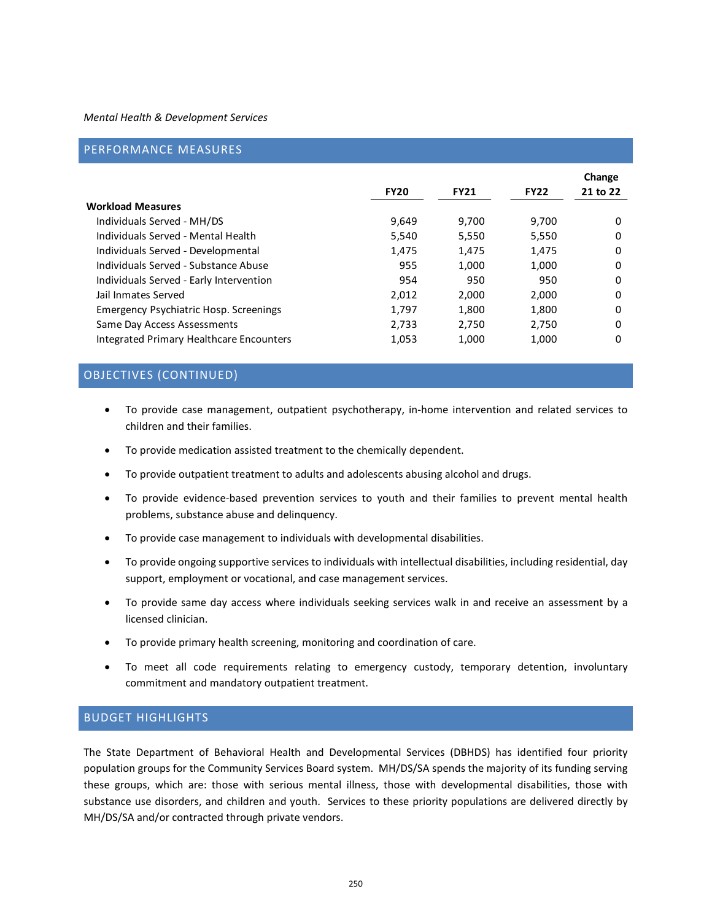*Mental Health & Development Services*

## PERFORMANCE MEASURES

| | FY20 | FY21 | FY22 | Change 21 to 22 |
|---|---|---|---|---|
| **Workload Measures** | | | | |
| Individuals Served - MH/DS | 9,649 | 9,700 | 9,700 | 0 |
| Individuals Served - Mental Health | 5,540 | 5,550 | 5,550 | 0 |
| Individuals Served - Developmental | 1,475 | 1,475 | 1,475 | 0 |
| Individuals Served - Substance Abuse | 955 | 1,000 | 1,000 | 0 |
| Individuals Served - Early Intervention | 954 | 950 | 950 | 0 |
| Jail Inmates Served | 2,012 | 2,000 | 2,000 | 0 |
| Emergency Psychiatric Hosp. Screenings | 1,797 | 1,800 | 1,800 | 0 |
| Same Day Access Assessments | 2,733 | 2,750 | 2,750 | 0 |
| Integrated Primary Healthcare Encounters | 1,053 | 1,000 | 1,000 | 0 |

## OBJECTIVES (CONTINUED)

- To provide case management, outpatient psychotherapy, in-home intervention and related services to children and their families.
- To provide medication assisted treatment to the chemically dependent.
- To provide outpatient treatment to adults and adolescents abusing alcohol and drugs.
- To provide evidence-based prevention services to youth and their families to prevent mental health problems, substance abuse and delinquency.
- To provide case management to individuals with developmental disabilities.
- To provide ongoing supportive services to individuals with intellectual disabilities, including residential, day support, employment or vocational, and case management services.
- To provide same day access where individuals seeking services walk in and receive an assessment by a licensed clinician.
- To provide primary health screening, monitoring and coordination of care.
- To meet all code requirements relating to emergency custody, temporary detention, involuntary commitment and mandatory outpatient treatment.

## BUDGET HIGHLIGHTS

The State Department of Behavioral Health and Developmental Services (DBHDS) has identified four priority population groups for the Community Services Board system. MH/DS/SA spends the majority of its funding serving these groups, which are: those with serious mental illness, those with developmental disabilities, those with substance use disorders, and children and youth. Services to these priority populations are delivered directly by MH/DS/SA and/or contracted through private vendors.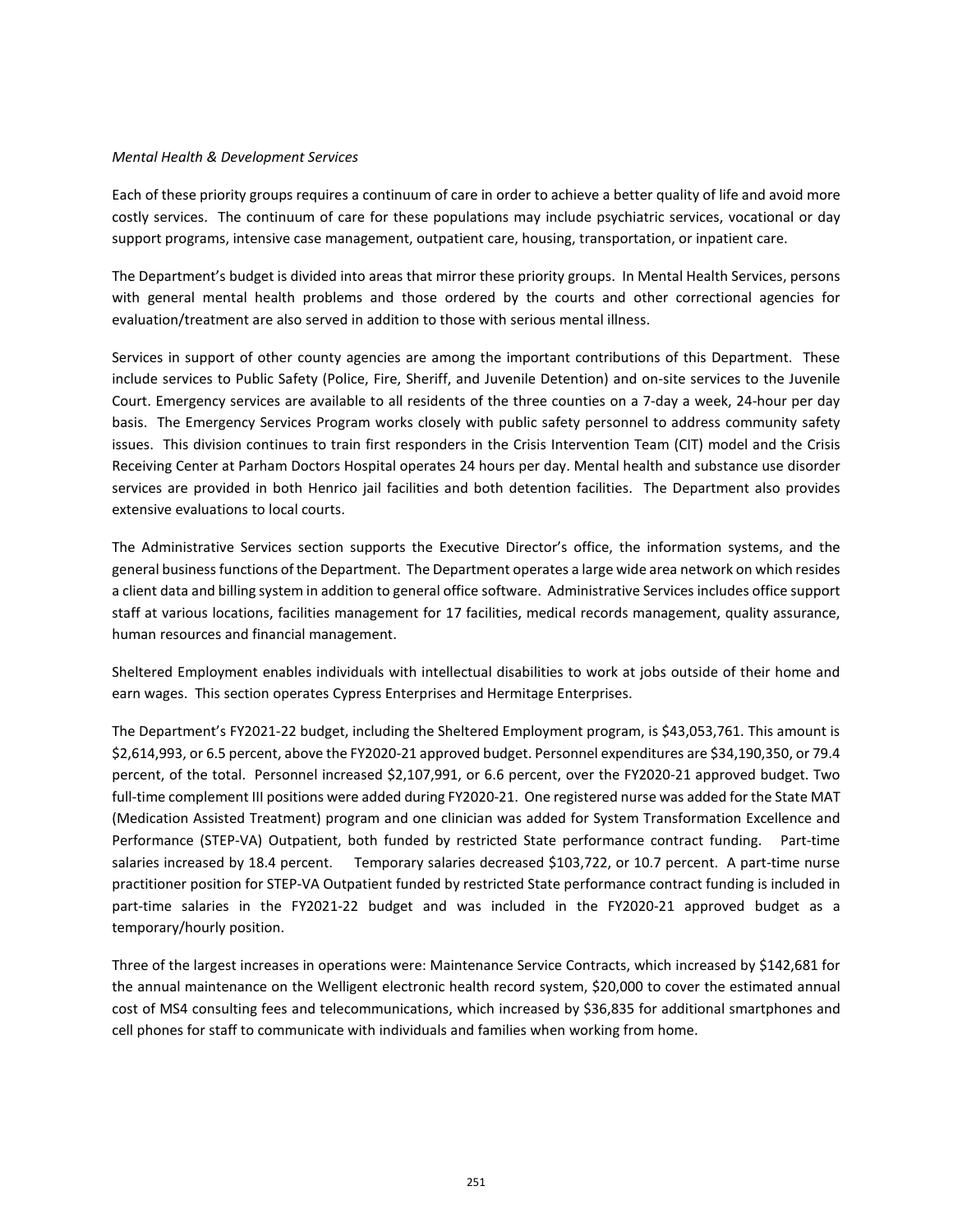*Mental Health & Development Services*

Each of these priority groups requires a continuum of care in order to achieve a better quality of life and avoid more costly services. The continuum of care for these populations may include psychiatric services, vocational or day support programs, intensive case management, outpatient care, housing, transportation, or inpatient care.

The Department's budget is divided into areas that mirror these priority groups. In Mental Health Services, persons with general mental health problems and those ordered by the courts and other correctional agencies for evaluation/treatment are also served in addition to those with serious mental illness.

Services in support of other county agencies are among the important contributions of this Department. These include services to Public Safety (Police, Fire, Sheriff, and Juvenile Detention) and on-site services to the Juvenile Court. Emergency services are available to all residents of the three counties on a 7-day a week, 24-hour per day basis. The Emergency Services Program works closely with public safety personnel to address community safety issues. This division continues to train first responders in the Crisis Intervention Team (CIT) model and the Crisis Receiving Center at Parham Doctors Hospital operates 24 hours per day. Mental health and substance use disorder services are provided in both Henrico jail facilities and both detention facilities. The Department also provides extensive evaluations to local courts.

The Administrative Services section supports the Executive Director's office, the information systems, and the general business functions of the Department. The Department operates a large wide area network on which resides a client data and billing system in addition to general office software. Administrative Services includes office support staff at various locations, facilities management for 17 facilities, medical records management, quality assurance, human resources and financial management.

Sheltered Employment enables individuals with intellectual disabilities to work at jobs outside of their home and earn wages. This section operates Cypress Enterprises and Hermitage Enterprises.

The Department's FY2021-22 budget, including the Sheltered Employment program, is $43,053,761. This amount is $2,614,993, or 6.5 percent, above the FY2020-21 approved budget. Personnel expenditures are $34,190,350, or 79.4 percent, of the total. Personnel increased $2,107,991, or 6.6 percent, over the FY2020-21 approved budget. Two full-time complement III positions were added during FY2020-21. One registered nurse was added for the State MAT (Medication Assisted Treatment) program and one clinician was added for System Transformation Excellence and Performance (STEP-VA) Outpatient, both funded by restricted State performance contract funding. Part-time salaries increased by 18.4 percent. Temporary salaries decreased $103,722, or 10.7 percent. A part-time nurse practitioner position for STEP-VA Outpatient funded by restricted State performance contract funding is included in part-time salaries in the FY2021-22 budget and was included in the FY2020-21 approved budget as a temporary/hourly position.

Three of the largest increases in operations were: Maintenance Service Contracts, which increased by $142,681 for the annual maintenance on the Welligent electronic health record system, $20,000 to cover the estimated annual cost of MS4 consulting fees and telecommunications, which increased by $36,835 for additional smartphones and cell phones for staff to communicate with individuals and families when working from home.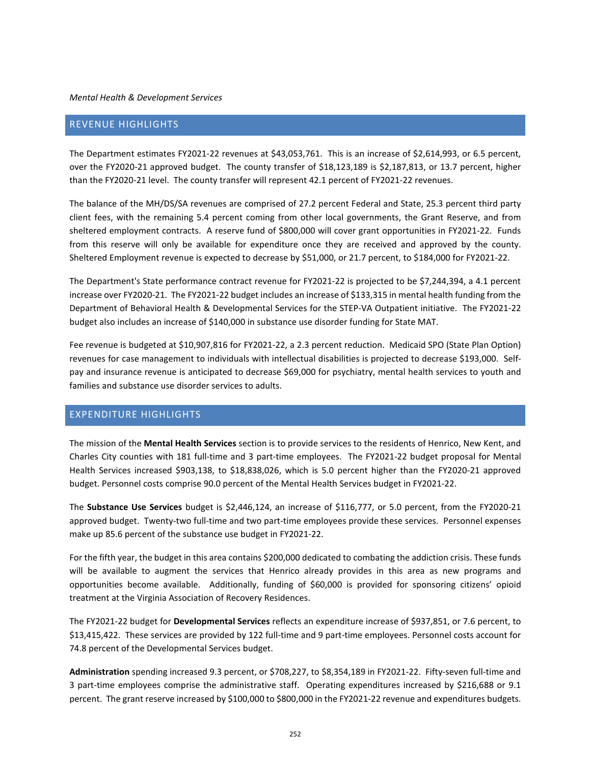*Mental Health & Development Services*

## REVENUE HIGHLIGHTS

The Department estimates FY2021-22 revenues at $43,053,761. This is an increase of $2,614,993, or 6.5 percent, over the FY2020-21 approved budget. The county transfer of $18,123,189 is $2,187,813, or 13.7 percent, higher than the FY2020-21 level. The county transfer will represent 42.1 percent of FY2021-22 revenues.

The balance of the MH/DS/SA revenues are comprised of 27.2 percent Federal and State, 25.3 percent third party client fees, with the remaining 5.4 percent coming from other local governments, the Grant Reserve, and from sheltered employment contracts. A reserve fund of $800,000 will cover grant opportunities in FY2021-22. Funds from this reserve will only be available for expenditure once they are received and approved by the county. Sheltered Employment revenue is expected to decrease by $51,000, or 21.7 percent, to $184,000 for FY2021-22.

The Department's State performance contract revenue for FY2021-22 is projected to be $7,244,394, a 4.1 percent increase over FY2020-21. The FY2021-22 budget includes an increase of $133,315 in mental health funding from the Department of Behavioral Health & Developmental Services for the STEP-VA Outpatient initiative. The FY2021-22 budget also includes an increase of $140,000 in substance use disorder funding for State MAT.

Fee revenue is budgeted at $10,907,816 for FY2021-22, a 2.3 percent reduction. Medicaid SPO (State Plan Option) revenues for case management to individuals with intellectual disabilities is projected to decrease $193,000. Self-pay and insurance revenue is anticipated to decrease $69,000 for psychiatry, mental health services to youth and families and substance use disorder services to adults.

## EXPENDITURE HIGHLIGHTS

The mission of the **Mental Health Services** section is to provide services to the residents of Henrico, New Kent, and Charles City counties with 181 full-time and 3 part-time employees. The FY2021-22 budget proposal for Mental Health Services increased $903,138, to $18,838,026, which is 5.0 percent higher than the FY2020-21 approved budget. Personnel costs comprise 90.0 percent of the Mental Health Services budget in FY2021-22.

The **Substance Use Services** budget is $2,446,124, an increase of $116,777, or 5.0 percent, from the FY2020-21 approved budget. Twenty-two full-time and two part-time employees provide these services. Personnel expenses make up 85.6 percent of the substance use budget in FY2021-22.

For the fifth year, the budget in this area contains $200,000 dedicated to combating the addiction crisis. These funds will be available to augment the services that Henrico already provides in this area as new programs and opportunities become available. Additionally, funding of $60,000 is provided for sponsoring citizens' opioid treatment at the Virginia Association of Recovery Residences.

The FY2021-22 budget for **Developmental Services** reflects an expenditure increase of $937,851, or 7.6 percent, to $13,415,422. These services are provided by 122 full-time and 9 part-time employees. Personnel costs account for 74.8 percent of the Developmental Services budget.

**Administration** spending increased 9.3 percent, or $708,227, to $8,354,189 in FY2021-22. Fifty-seven full-time and 3 part-time employees comprise the administrative staff. Operating expenditures increased by $216,688 or 9.1 percent. The grant reserve increased by $100,000 to $800,000 in the FY2021-22 revenue and expenditures budgets.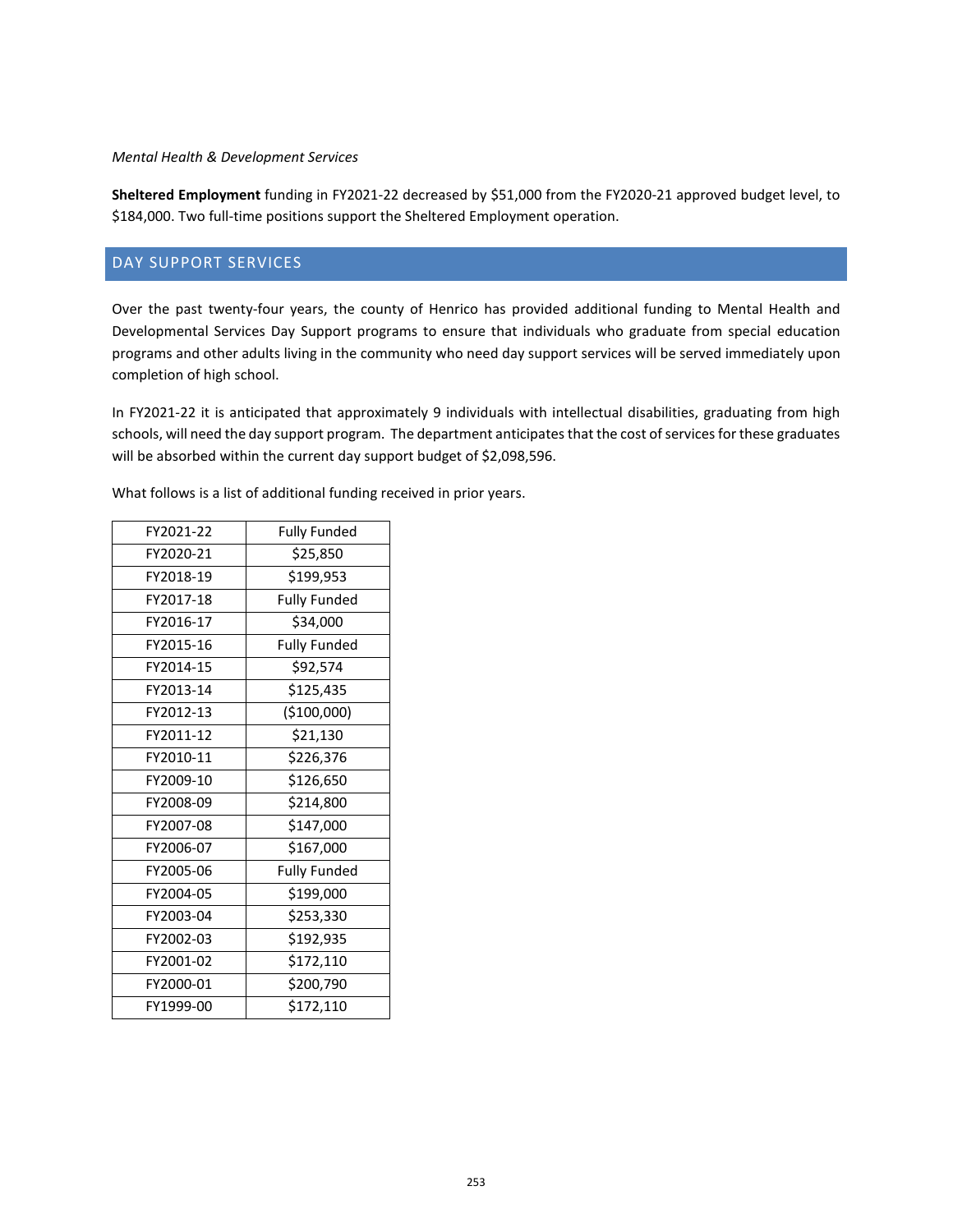*Mental Health & Development Services*

**Sheltered Employment** funding in FY2021-22 decreased by $51,000 from the FY2020-21 approved budget level, to $184,000. Two full-time positions support the Sheltered Employment operation.

## DAY SUPPORT SERVICES

Over the past twenty-four years, the county of Henrico has provided additional funding to Mental Health and Developmental Services Day Support programs to ensure that individuals who graduate from special education programs and other adults living in the community who need day support services will be served immediately upon completion of high school.

In FY2021-22 it is anticipated that approximately 9 individuals with intellectual disabilities, graduating from high schools, will need the day support program. The department anticipates that the cost of services for these graduates will be absorbed within the current day support budget of $2,098,596.

What follows is a list of additional funding received in prior years.

| | |
|---|---|
| FY2021-22 | Fully Funded |
| FY2020-21 | $25,850 |
| FY2018-19 | $199,953 |
| FY2017-18 | Fully Funded |
| FY2016-17 | $34,000 |
| FY2015-16 | Fully Funded |
| FY2014-15 | $92,574 |
| FY2013-14 | $125,435 |
| FY2012-13 | ($100,000) |
| FY2011-12 | $21,130 |
| FY2010-11 | $226,376 |
| FY2009-10 | $126,650 |
| FY2008-09 | $214,800 |
| FY2007-08 | $147,000 |
| FY2006-07 | $167,000 |
| FY2005-06 | Fully Funded |
| FY2004-05 | $199,000 |
| FY2003-04 | $253,330 |
| FY2002-03 | $192,935 |
| FY2001-02 | $172,110 |
| FY2000-01 | $200,790 |
| FY1999-00 | $172,110 |